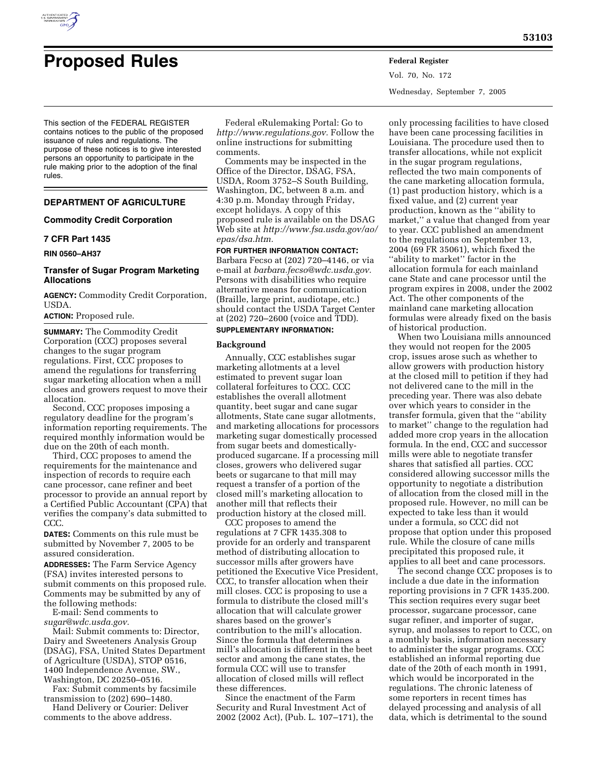# Proposed Rules

This section of the FEDERAL REGISTER contains notices to the public of the proposed issuance of rules and regulations. The purpose of these notices is to give interested persons an opportunity to participate in the rule making prior to the adoption of the final rules.

## DEPARTMENT OF AGRICULTURE

### Commodity Credit Corporation

### 7 CFR Part 1435

**RIN 0560–AH37**

### Transfer of Sugar Program Marketing Allocations

**AGENCY:** Commodity Credit Corporation, USDA.

**ACTION:** Proposed rule.

**SUMMARY:** The Commodity Credit Corporation (CCC) proposes several changes to the sugar program regulations. First, CCC proposes to amend the regulations for transferring sugar marketing allocation when a mill closes and growers request to move their allocation.

Second, CCC proposes imposing a regulatory deadline for the program's information reporting requirements. The required monthly information would be due on the 20th of each month.

Third, CCC proposes to amend the requirements for the maintenance and inspection of records to require each cane processor, cane refiner and beet processor to provide an annual report by a Certified Public Accountant (CPA) that verifies the company's data submitted to CCC.

**DATES:** Comments on this rule must be submitted by November 7, 2005 to be assured consideration.

**ADDRESSES:** The Farm Service Agency (FSA) invites interested persons to submit comments on this proposed rule. Comments may be submitted by any of the following methods:

E-mail: Send comments to *sugar@wdc.usda.gov.*

Mail: Submit comments to: Director, Dairy and Sweeteners Analysis Group (DSAG), FSA, United States Department of Agriculture (USDA), STOP 0516, 1400 Independence Avenue, SW., Washington, DC 20250–0516.

Fax: Submit comments by facsimile transmission to (202) 690–1480.

Hand Delivery or Courier: Deliver comments to the above address.

Federal eRulemaking Portal: Go to *http://www.regulations.gov.* Follow the online instructions for submitting comments.

Comments may be inspected in the Office of the Director, DSAG, FSA, USDA, Room 3752–S South Building, Washington, DC, between 8 a.m. and 4:30 p.m. Monday through Friday, except holidays. A copy of this proposed rule is available on the DSAG Web site at *http://www.fsa.usda.gov/ao/epas/dsa.htm.*

**FOR FURTHER INFORMATION CONTACT:** Barbara Fecso at (202) 720–4146, or via e-mail at *barbara.fecso@wdc.usda.gov.* Persons with disabilities who require alternative means for communication (Braille, large print, audiotape, etc.) should contact the USDA Target Center at (202) 720–2600 (voice and TDD).

**SUPPLEMENTARY INFORMATION:**

### Background

Annually, CCC establishes sugar marketing allotments at a level estimated to prevent sugar loan collateral forfeitures to CCC. CCC establishes the overall allotment quantity, beet sugar and cane sugar allotments, State cane sugar allotments, and marketing allocations for processors marketing sugar domestically processed from sugar beets and domestically-produced sugarcane. If a processing mill closes, growers who delivered sugar beets or sugarcane to that mill may request a transfer of a portion of the closed mill's marketing allocation to another mill that reflects their production history at the closed mill.

CCC proposes to amend the regulations at 7 CFR 1435.308 to provide for an orderly and transparent method of distributing allocation to successor mills after growers have petitioned the Executive Vice President, CCC, to transfer allocation when their mill closes. CCC is proposing to use a formula to distribute the closed mill's allocation that will calculate grower shares based on the grower's contribution to the mill's allocation. Since the formula that determines a mill's allocation is different in the beet sector and among the cane states, the formula CCC will use to transfer allocation of closed mills will reflect these differences.

Since the enactment of the Farm Security and Rural Investment Act of 2002 (2002 Act), (Pub. L. 107–171), the only processing facilities to have closed have been cane processing facilities in Louisiana. The procedure used then to transfer allocations, while not explicit in the sugar program regulations, reflected the two main components of the cane marketing allocation formula, (1) past production history, which is a fixed value, and (2) current year production, known as the ''ability to market,'' a value that changed from year to year. CCC published an amendment to the regulations on September 13, 2004 (69 FR 35061), which fixed the ''ability to market'' factor in the allocation formula for each mainland cane State and cane processor until the program expires in 2008, under the 2002 Act. The other components of the mainland cane marketing allocation formulas were already fixed on the basis of historical production.

When two Louisiana mills announced they would not reopen for the 2005 crop, issues arose such as whether to allow growers with production history at the closed mill to petition if they had not delivered cane to the mill in the preceding year. There was also debate over which years to consider in the transfer formula, given that the ''ability to market'' change to the regulation had added more crop years in the allocation formula. In the end, CCC and successor mills were able to negotiate transfer shares that satisfied all parties. CCC considered allowing successor mills the opportunity to negotiate a distribution of allocation from the closed mill in the proposed rule. However, no mill can be expected to take less than it would under a formula, so CCC did not propose that option under this proposed rule. While the closure of cane mills precipitated this proposed rule, it applies to all beet and cane processors.

The second change CCC proposes is to include a due date in the information reporting provisions in 7 CFR 1435.200. This section requires every sugar beet processor, sugarcane processor, cane sugar refiner, and importer of sugar, syrup, and molasses to report to CCC, on a monthly basis, information necessary to administer the sugar programs. CCC established an informal reporting due date of the 20th of each month in 1991, which would be incorporated in the regulations. The chronic lateness of some reporters in recent times has delayed processing and analysis of all data, which is detrimental to the sound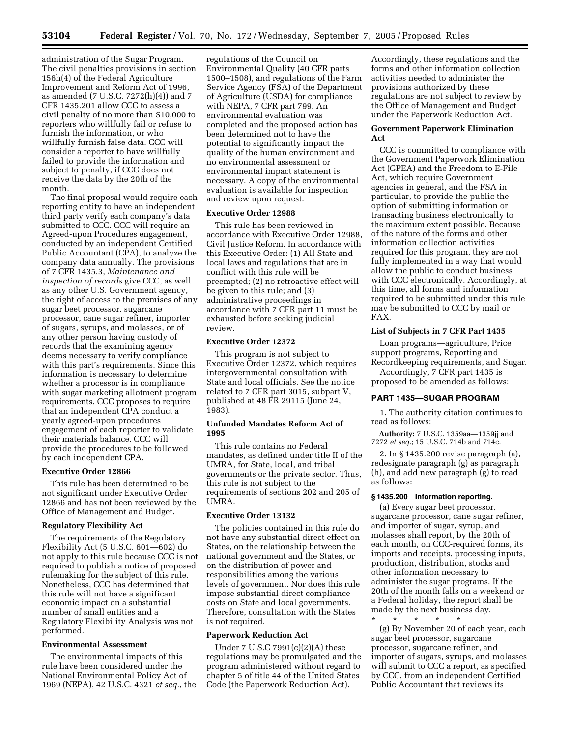administration of the Sugar Program. The civil penalties provisions in section 156h(4) of the Federal Agriculture Improvement and Reform Act of 1996, as amended (7 U.S.C. 7272(h)(4)) and 7 CFR 1435.201 allow CCC to assess a civil penalty of no more than $10,000 to reporters who willfully fail or refuse to furnish the information, or who willfully furnish false data. CCC will consider a reporter to have willfully failed to provide the information and subject to penalty, if CCC does not receive the data by the 20th of the month.

The final proposal would require each reporting entity to have an independent third party verify each company's data submitted to CCC. CCC will require an Agreed-upon Procedures engagement, conducted by an independent Certified Public Accountant (CPA), to analyze the company data annually. The provisions of 7 CFR 1435.3, *Maintenance and inspection of records* give CCC, as well as any other U.S. Government agency, the right of access to the premises of any sugar beet processor, sugarcane processor, cane sugar refiner, importer of sugars, syrups, and molasses, or of any other person having custody of records that the examining agency deems necessary to verify compliance with this part's requirements. Since this information is necessary to determine whether a processor is in compliance with sugar marketing allotment program requirements, CCC proposes to require that an independent CPA conduct a yearly agreed-upon procedures engagement of each reporter to validate their materials balance. CCC will provide the procedures to be followed by each independent CPA.

**Executive Order 12866**

This rule has been determined to be not significant under Executive Order 12866 and has not been reviewed by the Office of Management and Budget.

**Regulatory Flexibility Act**

The requirements of the Regulatory Flexibility Act (5 U.S.C. 601—602) do not apply to this rule because CCC is not required to publish a notice of proposed rulemaking for the subject of this rule. Nonetheless, CCC has determined that this rule will not have a significant economic impact on a substantial number of small entities and a Regulatory Flexibility Analysis was not performed.

**Environmental Assessment**

The environmental impacts of this rule have been considered under the National Environmental Policy Act of 1969 (NEPA), 42 U.S.C. 4321 *et seq.*, the regulations of the Council on Environmental Quality (40 CFR parts 1500–1508), and regulations of the Farm Service Agency (FSA) of the Department of Agriculture (USDA) for compliance with NEPA, 7 CFR part 799. An environmental evaluation was completed and the proposed action has been determined not to have the potential to significantly impact the quality of the human environment and no environmental assessment or environmental impact statement is necessary. A copy of the environmental evaluation is available for inspection and review upon request.

**Executive Order 12988**

This rule has been reviewed in accordance with Executive Order 12988, Civil Justice Reform. In accordance with this Executive Order: (1) All State and local laws and regulations that are in conflict with this rule will be preempted; (2) no retroactive effect will be given to this rule; and (3) administrative proceedings in accordance with 7 CFR part 11 must be exhausted before seeking judicial review.

**Executive Order 12372**

This program is not subject to Executive Order 12372, which requires intergovernmental consultation with State and local officials. See the notice related to 7 CFR part 3015, subpart V, published at 48 FR 29115 (June 24, 1983).

**Unfunded Mandates Reform Act of 1995**

This rule contains no Federal mandates, as defined under title II of the UMRA, for State, local, and tribal governments or the private sector. Thus, this rule is not subject to the requirements of sections 202 and 205 of UMRA.

**Executive Order 13132**

The policies contained in this rule do not have any substantial direct effect on States, on the relationship between the national government and the States, or on the distribution of power and responsibilities among the various levels of government. Nor does this rule impose substantial direct compliance costs on State and local governments. Therefore, consultation with the States is not required.

**Paperwork Reduction Act**

Under 7 U.S.C 7991(c)(2)(A) these regulations may be promulgated and the program administered without regard to chapter 5 of title 44 of the United States Code (the Paperwork Reduction Act). Accordingly, these regulations and the forms and other information collection activities needed to administer the provisions authorized by these regulations are not subject to review by the Office of Management and Budget under the Paperwork Reduction Act.

**Government Paperwork Elimination Act**

CCC is committed to compliance with the Government Paperwork Elimination Act (GPEA) and the Freedom to E-File Act, which require Government agencies in general, and the FSA in particular, to provide the public the option of submitting information or transacting business electronically to the maximum extent possible. Because of the nature of the forms and other information collection activities required for this program, they are not fully implemented in a way that would allow the public to conduct business with CCC electronically. Accordingly, at this time, all forms and information required to be submitted under this rule may be submitted to CCC by mail or FAX.

**List of Subjects in 7 CFR Part 1435**

Loan programs—agriculture, Price support programs, Reporting and Recordkeeping requirements, and Sugar.

Accordingly, 7 CFR part 1435 is proposed to be amended as follows:

## PART 1435—SUGAR PROGRAM

1. The authority citation continues to read as follows:

**Authority:** 7 U.S.C. 1359aa—1359jj and 7272 *et seq.*; 15 U.S.C. 714b and 714c.

2. In § 1435.200 revise paragraph (a), redesignate paragraph (g) as paragraph (h), and add new paragraph (g) to read as follows:

**§ 1435.200 Information reporting.**

(a) Every sugar beet processor, sugarcane processor, cane sugar refiner, and importer of sugar, syrup, and molasses shall report, by the 20th of each month, on CCC-required forms, its imports and receipts, processing inputs, production, distribution, stocks and other information necessary to administer the sugar programs. If the 20th of the month falls on a weekend or a Federal holiday, the report shall be made by the next business day.

\* \* \* \* \*

(g) By November 20 of each year, each sugar beet processor, sugarcane processor, sugarcane refiner, and importer of sugars, syrups, and molasses will submit to CCC a report, as specified by CCC, from an independent Certified Public Accountant that reviews its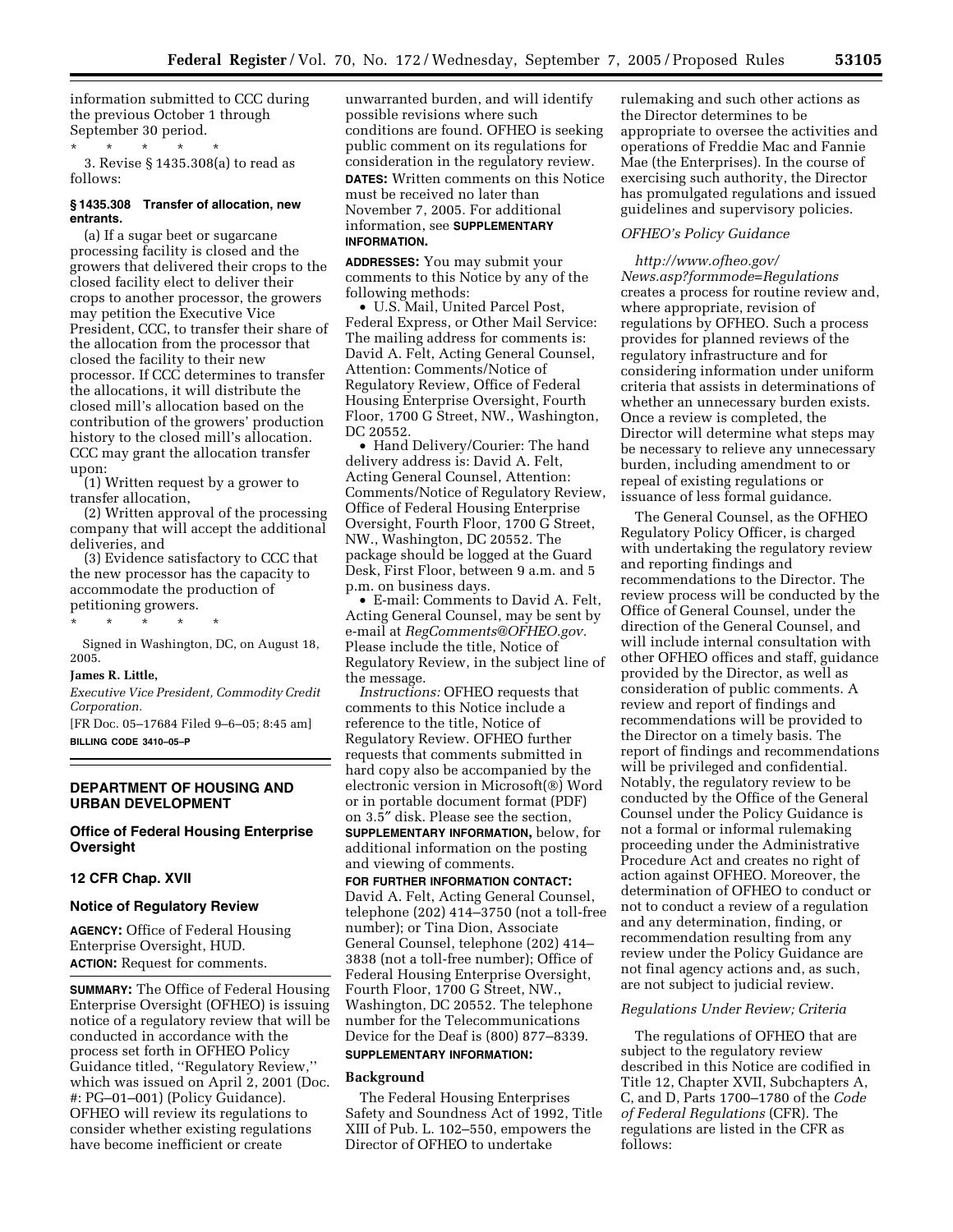information submitted to CCC during the previous October 1 through September 30 period.

\* \* \* \* \*

3. Revise § 1435.308(a) to read as follows:

**§ 1435.308 Transfer of allocation, new entrants.**

(a) If a sugar beet or sugarcane processing facility is closed and the growers that delivered their crops to the closed facility elect to deliver their crops to another processor, the growers may petition the Executive Vice President, CCC, to transfer their share of the allocation from the processor that closed the facility to their new processor. If CCC determines to transfer the allocations, it will distribute the closed mill's allocation based on the contribution of the growers' production history to the closed mill's allocation. CCC may grant the allocation transfer upon:

(1) Written request by a grower to transfer allocation,

(2) Written approval of the processing company that will accept the additional deliveries, and

(3) Evidence satisfactory to CCC that the new processor has the capacity to accommodate the production of petitioning growers.

\* \* \* \* \*

Signed in Washington, DC, on August 18, 2005.

**James R. Little,**

*Executive Vice President, Commodity Credit Corporation.*

[FR Doc. 05–17684 Filed 9–6–05; 8:45 am]

**BILLING CODE 3410–05–P**

## DEPARTMENT OF HOUSING AND URBAN DEVELOPMENT

### Office of Federal Housing Enterprise Oversight

### 12 CFR Chap. XVII

### Notice of Regulatory Review

**AGENCY:** Office of Federal Housing Enterprise Oversight, HUD.

**ACTION:** Request for comments.

**SUMMARY:** The Office of Federal Housing Enterprise Oversight (OFHEO) is issuing notice of a regulatory review that will be conducted in accordance with the process set forth in OFHEO Policy Guidance titled, ''Regulatory Review,'' which was issued on April 2, 2001 (Doc. #: PG–01–001) (Policy Guidance). OFHEO will review its regulations to consider whether existing regulations have become inefficient or create unwarranted burden, and will identify possible revisions where such conditions are found. OFHEO is seeking public comment on its regulations for consideration in the regulatory review.

**DATES:** Written comments on this Notice must be received no later than November 7, 2005. For additional information, see **SUPPLEMENTARY INFORMATION.**

**ADDRESSES:** You may submit your comments to this Notice by any of the following methods:

- U.S. Mail, United Parcel Post, Federal Express, or Other Mail Service: The mailing address for comments is: David A. Felt, Acting General Counsel, Attention: Comments/Notice of Regulatory Review, Office of Federal Housing Enterprise Oversight, Fourth Floor, 1700 G Street, NW., Washington, DC 20552.
- Hand Delivery/Courier: The hand delivery address is: David A. Felt, Acting General Counsel, Attention: Comments/Notice of Regulatory Review, Office of Federal Housing Enterprise Oversight, Fourth Floor, 1700 G Street, NW., Washington, DC 20552. The package should be logged at the Guard Desk, First Floor, between 9 a.m. and 5 p.m. on business days.
- E-mail: Comments to David A. Felt, Acting General Counsel, may be sent by e-mail at *RegComments@OFHEO.gov.* Please include the title, Notice of Regulatory Review, in the subject line of the message.

*Instructions:* OFHEO requests that comments to this Notice include a reference to the title, Notice of Regulatory Review. OFHEO further requests that comments submitted in hard copy also be accompanied by the electronic version in Microsoft(®) Word or in portable document format (PDF) on 3.5″ disk. Please see the section, **SUPPLEMENTARY INFORMATION,** below, for additional information on the posting and viewing of comments.

**FOR FURTHER INFORMATION CONTACT:** David A. Felt, Acting General Counsel, telephone (202) 414–3750 (not a toll-free number); or Tina Dion, Associate General Counsel, telephone (202) 414–3838 (not a toll-free number); Office of Federal Housing Enterprise Oversight, Fourth Floor, 1700 G Street, NW., Washington, DC 20552. The telephone number for the Telecommunications Device for the Deaf is (800) 877–8339.

**SUPPLEMENTARY INFORMATION:**

**Background**

The Federal Housing Enterprises Safety and Soundness Act of 1992, Title XIII of Pub. L. 102–550, empowers the Director of OFHEO to undertake rulemaking and such other actions as the Director determines to be appropriate to oversee the activities and operations of Freddie Mac and Fannie Mae (the Enterprises). In the course of exercising such authority, the Director has promulgated regulations and issued guidelines and supervisory policies.

*OFHEO's Policy Guidance*

*http://www.ofheo.gov/News.asp?formmode=Regulations* creates a process for routine review and, where appropriate, revision of regulations by OFHEO. Such a process provides for planned reviews of the regulatory infrastructure and for considering information under uniform criteria that assists in determinations of whether an unnecessary burden exists. Once a review is completed, the Director will determine what steps may be necessary to relieve any unnecessary burden, including amendment to or repeal of existing regulations or issuance of less formal guidance.

The General Counsel, as the OFHEO Regulatory Policy Officer, is charged with undertaking the regulatory review and reporting findings and recommendations to the Director. The review process will be conducted by the Office of General Counsel, under the direction of the General Counsel, and will include internal consultation with other OFHEO offices and staff, guidance provided by the Director, as well as consideration of public comments. A review and report of findings and recommendations will be provided to the Director on a timely basis. The report of findings and recommendations will be privileged and confidential. Notably, the regulatory review to be conducted by the Office of the General Counsel under the Policy Guidance is not a formal or informal rulemaking proceeding under the Administrative Procedure Act and creates no right of action against OFHEO. Moreover, the determination of OFHEO to conduct or not to conduct a review of a regulation and any determination, finding, or recommendation resulting from any review under the Policy Guidance are not final agency actions and, as such, are not subject to judicial review.

*Regulations Under Review; Criteria*

The regulations of OFHEO that are subject to the regulatory review described in this Notice are codified in Title 12, Chapter XVII, Subchapters A, C, and D, Parts 1700–1780 of the *Code of Federal Regulations* (CFR). The regulations are listed in the CFR as follows: